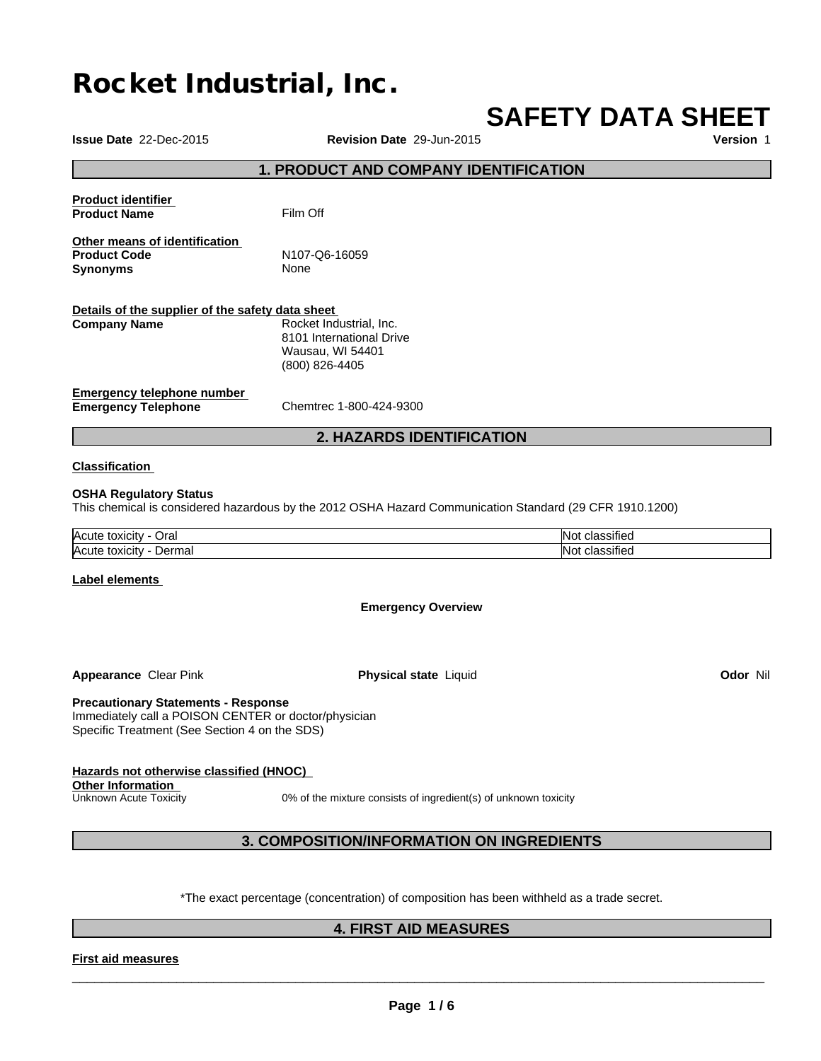# Rocket Industrial, Inc.

# SAFETY DATA SHEET

**Issue Date** 22-Dec-2015 **Revision Date** 29-Jun-2015 **Version** 1

## 1. PRODUCT AND COMPANY IDENTIFICATION

**Product identifier**

**Product Name** Film Off

**Other means of identification**

**Product Code** N107-Q6-16059

**Synonyms** None

**Details of the supplier of the safety data sheet**

**Company Name** Rocket Industrial, Inc.
8101 International Drive
Wausau, WI 54401
(800) 826-4405

**Emergency telephone number**

**Emergency Telephone** Chemtrec 1-800-424-9300

## 2. HAZARDS IDENTIFICATION

**Classification**

**OSHA Regulatory Status**

This chemical is considered hazardous by the 2012 OSHA Hazard Communication Standard (29 CFR 1910.1200)

| | |
|---|---|
| Acute toxicity - Oral | Not classified |
| Acute toxicity - Dermal | Not classified |

**Label elements**

**Emergency Overview**

**Appearance** Clear Pink **Physical state** Liquid **Odor** Nil

**Precautionary Statements - Response**

Immediately call a POISON CENTER or doctor/physician

Specific Treatment (See Section 4 on the SDS)

**Hazards not otherwise classified (HNOC)**

**Other Information**

Unknown Acute Toxicity 0% of the mixture consists of ingredient(s) of unknown toxicity

## 3. COMPOSITION/INFORMATION ON INGREDIENTS

*The exact percentage (concentration) of composition has been withheld as a trade secret.

## 4. FIRST AID MEASURES

**First aid measures**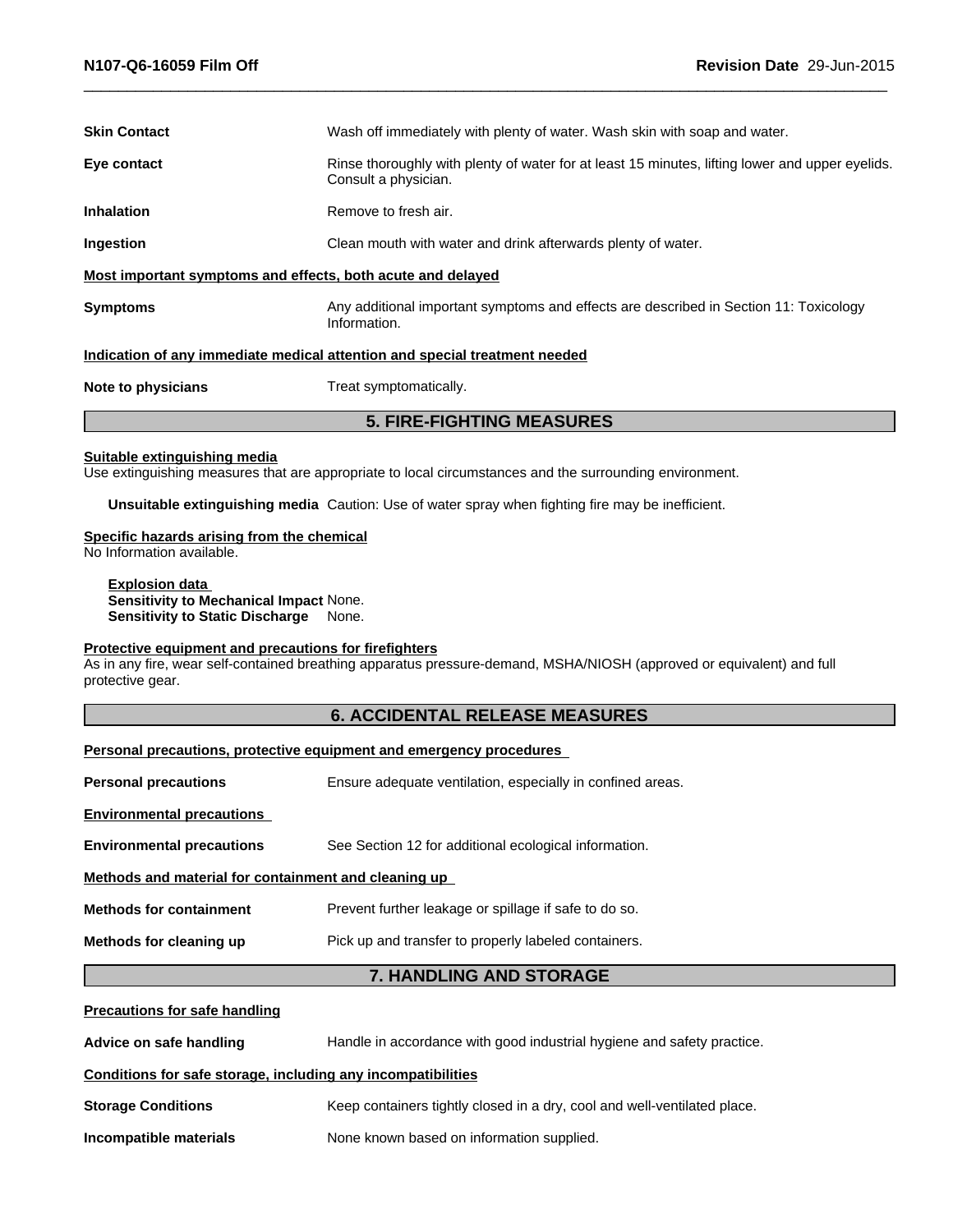**Skin Contact** Wash off immediately with plenty of water. Wash skin with soap and water.

**Eye contact** Rinse thoroughly with plenty of water for at least 15 minutes, lifting lower and upper eyelids. Consult a physician.

**Inhalation** Remove to fresh air.

**Ingestion** Clean mouth with water and drink afterwards plenty of water.

**Most important symptoms and effects, both acute and delayed**

**Symptoms** Any additional important symptoms and effects are described in Section 11: Toxicology Information.

**Indication of any immediate medical attention and special treatment needed**

**Note to physicians** Treat symptomatically.

## 5. FIRE-FIGHTING MEASURES

**Suitable extinguishing media**

Use extinguishing measures that are appropriate to local circumstances and the surrounding environment.

**Unsuitable extinguishing media** Caution: Use of water spray when fighting fire may be inefficient.

**Specific hazards arising from the chemical**

No Information available.

**Explosion data**

**Sensitivity to Mechanical Impact** None.

**Sensitivity to Static Discharge** None.

**Protective equipment and precautions for firefighters**

As in any fire, wear self-contained breathing apparatus pressure-demand, MSHA/NIOSH (approved or equivalent) and full protective gear.

## 6. ACCIDENTAL RELEASE MEASURES

**Personal precautions, protective equipment and emergency procedures**

**Personal precautions** Ensure adequate ventilation, especially in confined areas.

**Environmental precautions**

**Environmental precautions** See Section 12 for additional ecological information.

**Methods and material for containment and cleaning up**

**Methods for containment** Prevent further leakage or spillage if safe to do so.

**Methods for cleaning up** Pick up and transfer to properly labeled containers.

## 7. HANDLING AND STORAGE

**Precautions for safe handling**

**Advice on safe handling** Handle in accordance with good industrial hygiene and safety practice.

**Conditions for safe storage, including any incompatibilities**

**Storage Conditions** Keep containers tightly closed in a dry, cool and well-ventilated place.

**Incompatible materials** None known based on information supplied.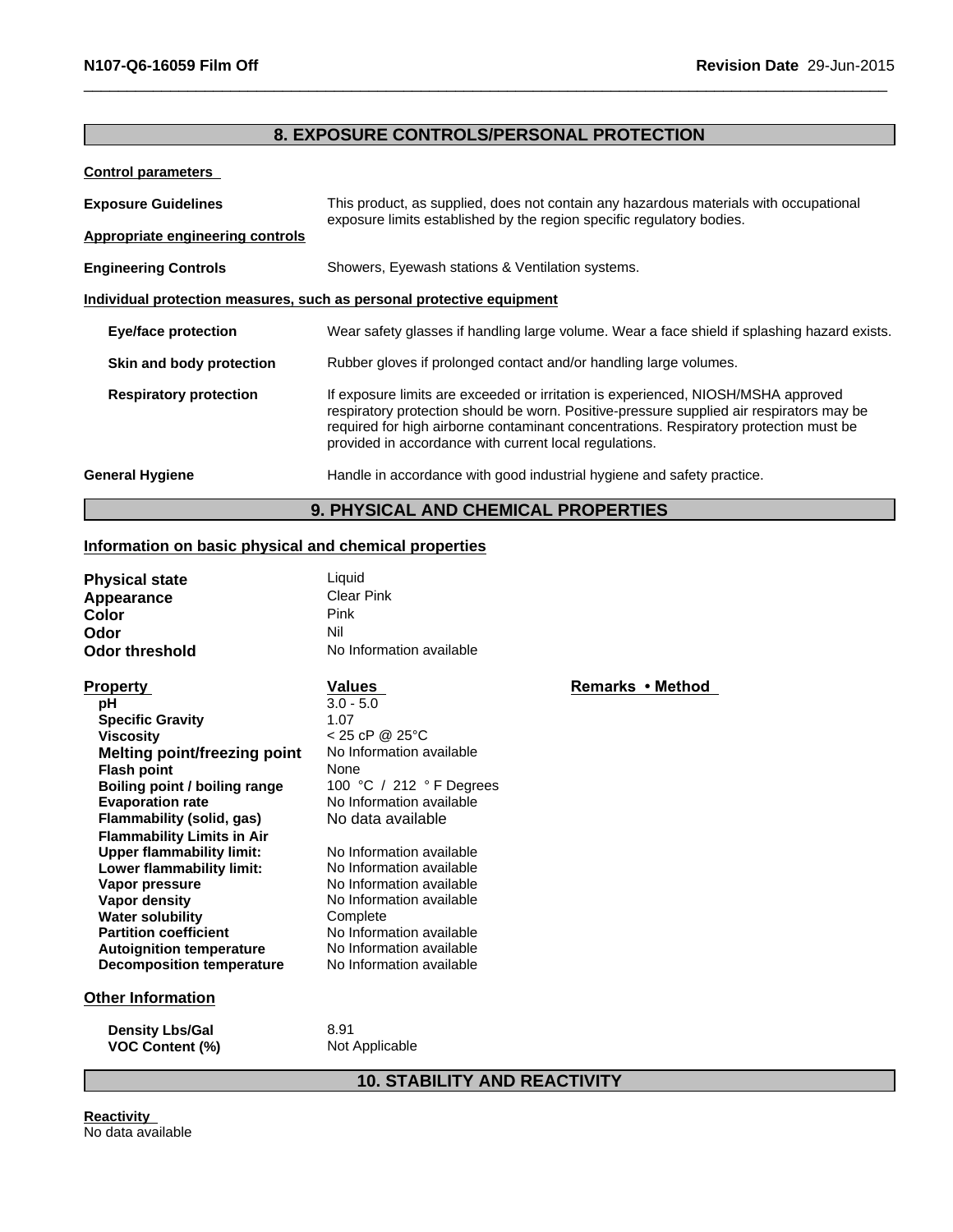## 8. EXPOSURE CONTROLS/PERSONAL PROTECTION

**Control parameters**

**Exposure Guidelines** This product, as supplied, does not contain any hazardous materials with occupational exposure limits established by the region specific regulatory bodies.

**Appropriate engineering controls**

**Engineering Controls** Showers, Eyewash stations & Ventilation systems.

**Individual protection measures, such as personal protective equipment**

**Eye/face protection** Wear safety glasses if handling large volume. Wear a face shield if splashing hazard exists.

**Skin and body protection** Rubber gloves if prolonged contact and/or handling large volumes.

**Respiratory protection** If exposure limits are exceeded or irritation is experienced, NIOSH/MSHA approved respiratory protection should be worn. Positive-pressure supplied air respirators may be required for high airborne contaminant concentrations. Respiratory protection must be provided in accordance with current local regulations.

**General Hygiene** Handle in accordance with good industrial hygiene and safety practice.

## 9. PHYSICAL AND CHEMICAL PROPERTIES

**Information on basic physical and chemical properties**

**Physical state** Liquid
**Appearance** Clear Pink
**Color** Pink
**Odor** Nil
**Odor threshold** No Information available

| Property | Values | Remarks • Method |
|---|---|---|
| pH | 3.0 - 5.0 | |
| Specific Gravity | 1.07 | |
| Viscosity | < 25 cP @ 25°C | |
| Melting point/freezing point | No Information available | |
| Flash point | None | |
| Boiling point / boiling range | 100 °C / 212 ° F Degrees | |
| Evaporation rate | No Information available | |
| Flammability (solid, gas) | No data available | |
| Flammability Limits in Air | | |
| Upper flammability limit: | No Information available | |
| Lower flammability limit: | No Information available | |
| Vapor pressure | No Information available | |
| Vapor density | No Information available | |
| Water solubility | Complete | |
| Partition coefficient | No Information available | |
| Autoignition temperature | No Information available | |
| Decomposition temperature | No Information available | |

**Other Information**

**Density Lbs/Gal** 8.91
**VOC Content (%)** Not Applicable

## 10. STABILITY AND REACTIVITY

**Reactivity**
No data available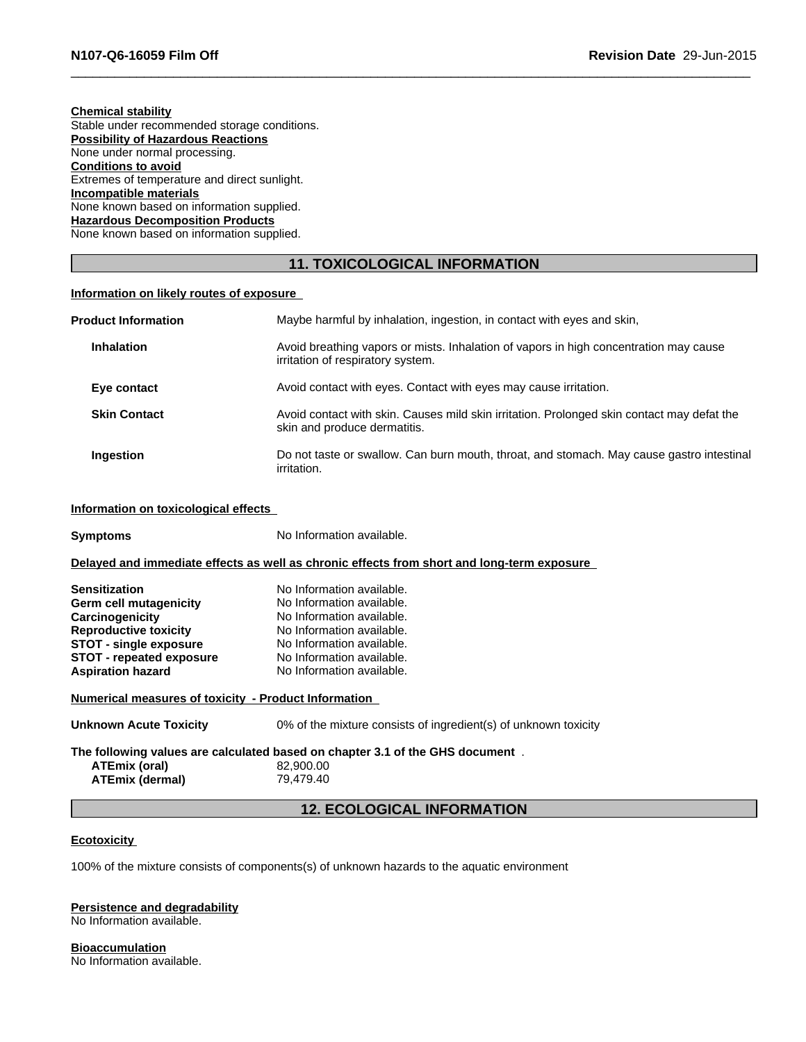**Chemical stability**
Stable under recommended storage conditions.
**Possibility of Hazardous Reactions**
None under normal processing.
**Conditions to avoid**
Extremes of temperature and direct sunlight.
**Incompatible materials**
None known based on information supplied.
**Hazardous Decomposition Products**
None known based on information supplied.

## 11. TOXICOLOGICAL INFORMATION

**Information on likely routes of exposure**

**Product Information** — Maybe harmful by inhalation, ingestion, in contact with eyes and skin,

**Inhalation** — Avoid breathing vapors or mists. Inhalation of vapors in high concentration may cause irritation of respiratory system.

**Eye contact** — Avoid contact with eyes. Contact with eyes may cause irritation.

**Skin Contact** — Avoid contact with skin. Causes mild skin irritation. Prolonged skin contact may defat the skin and produce dermatitis.

**Ingestion** — Do not taste or swallow. Can burn mouth, throat, and stomach. May cause gastro intestinal irritation.

**Information on toxicological effects**

**Symptoms** — No Information available.

**Delayed and immediate effects as well as chronic effects from short and long-term exposure**

| | |
|---|---|
| **Sensitization** | No Information available. |
| **Germ cell mutagenicity** | No Information available. |
| **Carcinogenicity** | No Information available. |
| **Reproductive toxicity** | No Information available. |
| **STOT - single exposure** | No Information available. |
| **STOT - repeated exposure** | No Information available. |
| **Aspiration hazard** | No Information available. |

**Numerical measures of toxicity - Product Information**

**Unknown Acute Toxicity** — 0% of the mixture consists of ingredient(s) of unknown toxicity

**The following values are calculated based on chapter 3.1 of the GHS document** .

| | |
|---|---|
| **ATEmix (oral)** | 82,900.00 |
| **ATEmix (dermal)** | 79,479.40 |

## 12. ECOLOGICAL INFORMATION

**Ecotoxicity**

100% of the mixture consists of components(s) of unknown hazards to the aquatic environment

**Persistence and degradability**
No Information available.

**Bioaccumulation**
No Information available.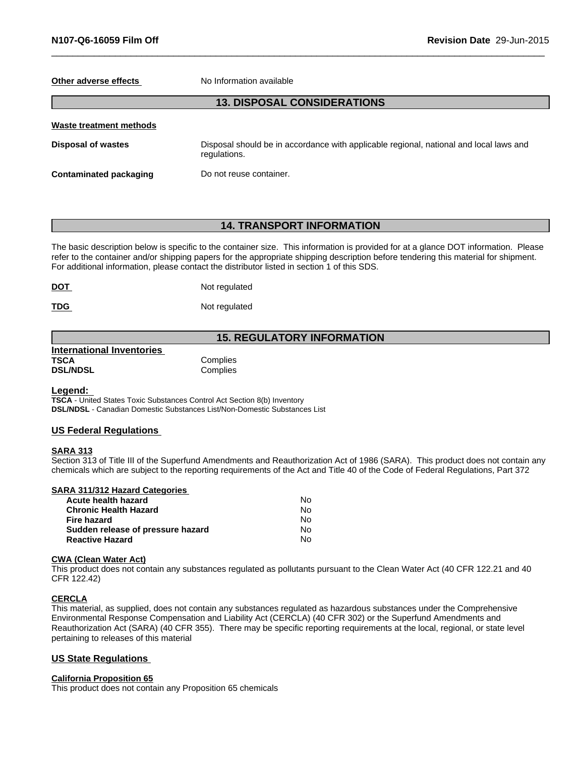**Other adverse effects** No Information available

## 13. DISPOSAL CONSIDERATIONS

**Waste treatment methods**

| | |
|---|---|
| **Disposal of wastes** | Disposal should be in accordance with applicable regional, national and local laws and regulations. |
| **Contaminated packaging** | Do not reuse container. |

## 14. TRANSPORT INFORMATION

The basic description below is specific to the container size. This information is provided for at a glance DOT information. Please refer to the container and/or shipping papers for the appropriate shipping description before tendering this material for shipment. For additional information, please contact the distributor listed in section 1 of this SDS.

| | |
|---|---|
| **DOT** | Not regulated |
| **TDG** | Not regulated |

## 15. REGULATORY INFORMATION

**International Inventories**

| | |
|---|---|
| **TSCA** | Complies |
| **DSL/NDSL** | Complies |

**Legend:**
**TSCA** - United States Toxic Substances Control Act Section 8(b) Inventory
**DSL/NDSL** - Canadian Domestic Substances List/Non-Domestic Substances List

### US Federal Regulations

**SARA 313**
Section 313 of Title III of the Superfund Amendments and Reauthorization Act of 1986 (SARA). This product does not contain any chemicals which are subject to the reporting requirements of the Act and Title 40 of the Code of Federal Regulations, Part 372

**SARA 311/312 Hazard Categories**

| | |
|---|---|
| **Acute health hazard** | No |
| **Chronic Health Hazard** | No |
| **Fire hazard** | No |
| **Sudden release of pressure hazard** | No |
| **Reactive Hazard** | No |

**CWA (Clean Water Act)**
This product does not contain any substances regulated as pollutants pursuant to the Clean Water Act (40 CFR 122.21 and 40 CFR 122.42)

**CERCLA**
This material, as supplied, does not contain any substances regulated as hazardous substances under the Comprehensive Environmental Response Compensation and Liability Act (CERCLA) (40 CFR 302) or the Superfund Amendments and Reauthorization Act (SARA) (40 CFR 355). There may be specific reporting requirements at the local, regional, or state level pertaining to releases of this material

### US State Regulations

**California Proposition 65**
This product does not contain any Proposition 65 chemicals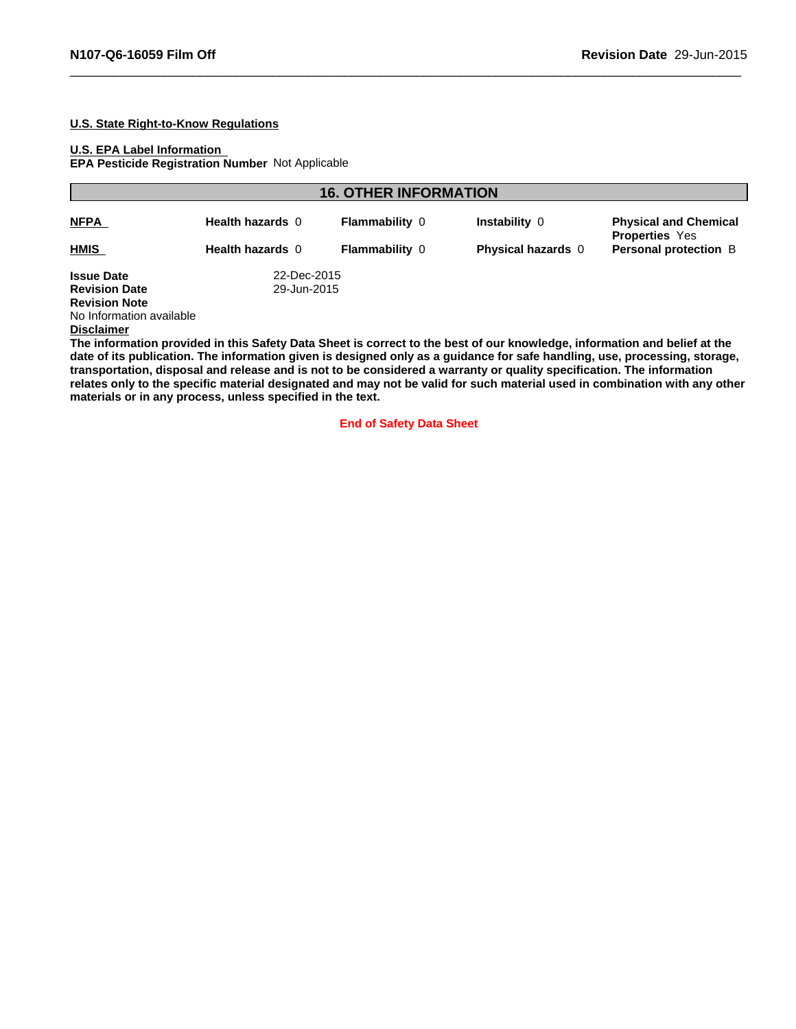**U.S. State Right-to-Know Regulations**

**U.S. EPA Label Information**

**EPA Pesticide Registration Number** Not Applicable

## 16. OTHER INFORMATION

| | | | | |
|---|---|---|---|---|
| **NFPA** | **Health hazards** 0 | **Flammability** 0 | **Instability** 0 | **Physical and Chemical Properties** Yes |
| **HMIS** | **Health hazards** 0 | **Flammability** 0 | **Physical hazards** 0 | **Personal protection** B |

**Issue Date** 22-Dec-2015

**Revision Date** 29-Jun-2015

**Revision Note**

No Information available

**Disclaimer**

**The information provided in this Safety Data Sheet is correct to the best of our knowledge, information and belief at the date of its publication. The information given is designed only as a guidance for safe handling, use, processing, storage, transportation, disposal and release and is not to be considered a warranty or quality specification. The information relates only to the specific material designated and may not be valid for such material used in combination with any other materials or in any process, unless specified in the text.**

**End of Safety Data Sheet**